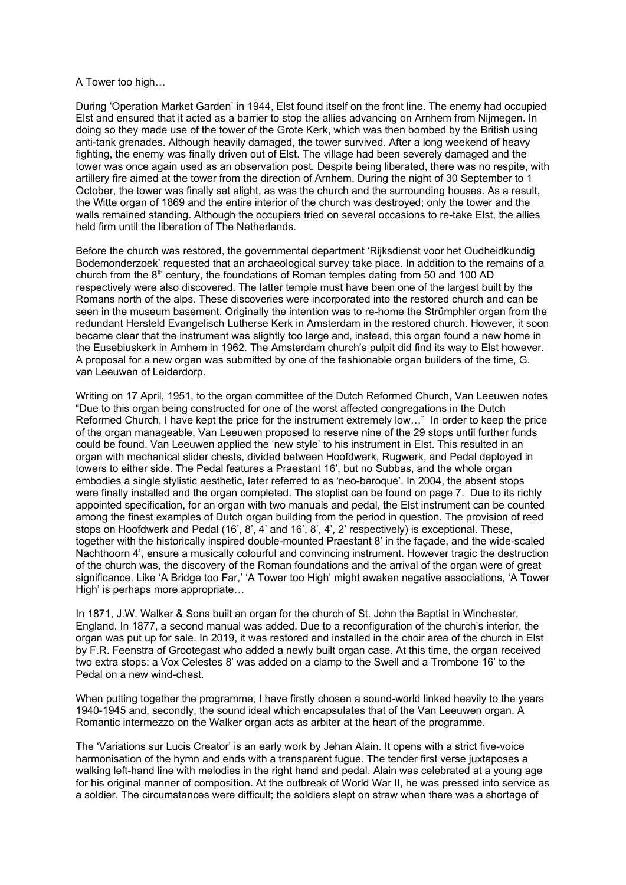A Tower too high…

During 'Operation Market Garden' in 1944, Elst found itself on the front line. The enemy had occupied Elst and ensured that it acted as a barrier to stop the allies advancing on Arnhem from Nijmegen. In doing so they made use of the tower of the Grote Kerk, which was then bombed by the British using anti-tank grenades. Although heavily damaged, the tower survived. After a long weekend of heavy fighting, the enemy was finally driven out of Elst. The village had been severely damaged and the tower was once again used as an observation post. Despite being liberated, there was no respite, with artillery fire aimed at the tower from the direction of Arnhem. During the night of 30 September to 1 October, the tower was finally set alight, as was the church and the surrounding houses. As a result, the Witte organ of 1869 and the entire interior of the church was destroyed; only the tower and the walls remained standing. Although the occupiers tried on several occasions to re-take Elst, the allies held firm until the liberation of The Netherlands.

Before the church was restored, the governmental department 'Rijksdienst voor het Oudheidkundig Bodemonderzoek' requested that an archaeological survey take place. In addition to the remains of a church from the 8th century, the foundations of Roman temples dating from 50 and 100 AD respectively were also discovered. The latter temple must have been one of the largest built by the Romans north of the alps. These discoveries were incorporated into the restored church and can be seen in the museum basement. Originally the intention was to re-home the Strümphler organ from the redundant Hersteld Evangelisch Lutherse Kerk in Amsterdam in the restored church. However, it soon became clear that the instrument was slightly too large and, instead, this organ found a new home in the Eusebiuskerk in Arnhem in 1962. The Amsterdam church's pulpit did find its way to Elst however. A proposal for a new organ was submitted by one of the fashionable organ builders of the time, G. van Leeuwen of Leiderdorp.

Writing on 17 April, 1951, to the organ committee of the Dutch Reformed Church, Van Leeuwen notes "Due to this organ being constructed for one of the worst affected congregations in the Dutch Reformed Church, I have kept the price for the instrument extremely low…" In order to keep the price of the organ manageable, Van Leeuwen proposed to reserve nine of the 29 stops until further funds could be found. Van Leeuwen applied the 'new style' to his instrument in Elst. This resulted in an organ with mechanical slider chests, divided between Hoofdwerk, Rugwerk, and Pedal deployed in towers to either side. The Pedal features a Praestant 16', but no Subbas, and the whole organ embodies a single stylistic aesthetic, later referred to as 'neo-baroque'. In 2004, the absent stops were finally installed and the organ completed. The stoplist can be found on page 7. Due to its richly appointed specification, for an organ with two manuals and pedal, the Elst instrument can be counted among the finest examples of Dutch organ building from the period in question. The provision of reed stops on Hoofdwerk and Pedal (16', 8', 4' and 16', 8', 4', 2' respectively) is exceptional. These, together with the historically inspired double-mounted Praestant 8' in the façade, and the wide-scaled Nachthoorn 4', ensure a musically colourful and convincing instrument. However tragic the destruction of the church was, the discovery of the Roman foundations and the arrival of the organ were of great significance. Like 'A Bridge too Far,' 'A Tower too High' might awaken negative associations, 'A Tower High' is perhaps more appropriate…

In 1871, J.W. Walker & Sons built an organ for the church of St. John the Baptist in Winchester, England. In 1877, a second manual was added. Due to a reconfiguration of the church's interior, the organ was put up for sale. In 2019, it was restored and installed in the choir area of the church in Elst by F.R. Feenstra of Grootegast who added a newly built organ case. At this time, the organ received two extra stops: a Vox Celestes 8' was added on a clamp to the Swell and a Trombone 16' to the Pedal on a new wind-chest.

When putting together the programme, I have firstly chosen a sound-world linked heavily to the years 1940-1945 and, secondly, the sound ideal which encapsulates that of the Van Leeuwen organ. A Romantic intermezzo on the Walker organ acts as arbiter at the heart of the programme.

The 'Variations sur Lucis Creator' is an early work by Jehan Alain. It opens with a strict five-voice harmonisation of the hymn and ends with a transparent fugue. The tender first verse juxtaposes a walking left-hand line with melodies in the right hand and pedal. Alain was celebrated at a young age for his original manner of composition. At the outbreak of World War II, he was pressed into service as a soldier. The circumstances were difficult; the soldiers slept on straw when there was a shortage of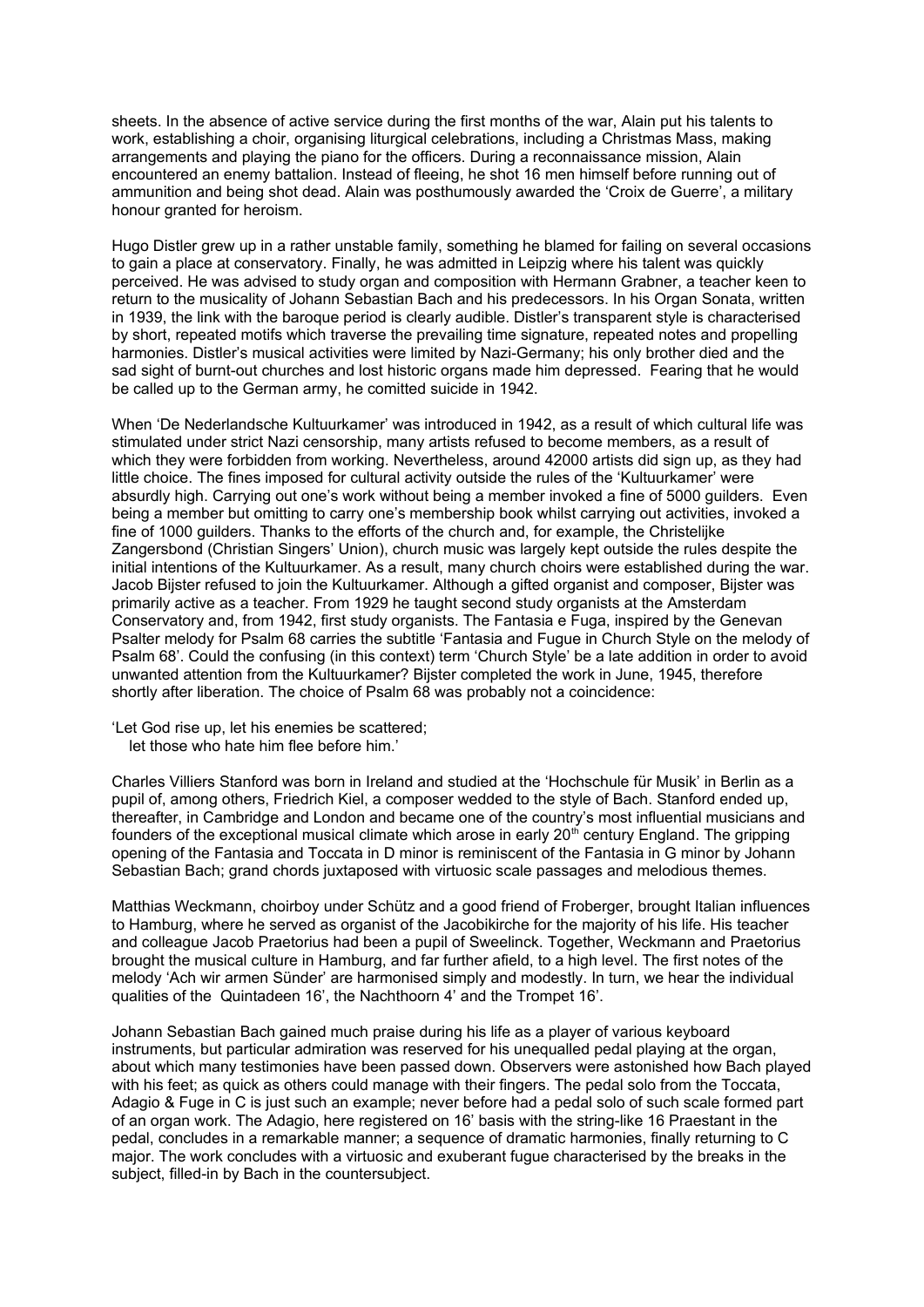sheets. In the absence of active service during the first months of the war, Alain put his talents to work, establishing a choir, organising liturgical celebrations, including a Christmas Mass, making arrangements and playing the piano for the officers. During a reconnaissance mission, Alain encountered an enemy battalion. Instead of fleeing, he shot 16 men himself before running out of ammunition and being shot dead. Alain was posthumously awarded the 'Croix de Guerre', a military honour granted for heroism.

Hugo Distler grew up in a rather unstable family, something he blamed for failing on several occasions to gain a place at conservatory. Finally, he was admitted in Leipzig where his talent was quickly perceived. He was advised to study organ and composition with Hermann Grabner, a teacher keen to return to the musicality of Johann Sebastian Bach and his predecessors. In his Organ Sonata, written in 1939, the link with the baroque period is clearly audible. Distler's transparent style is characterised by short, repeated motifs which traverse the prevailing time signature, repeated notes and propelling harmonies. Distler's musical activities were limited by Nazi-Germany; his only brother died and the sad sight of burnt-out churches and lost historic organs made him depressed. Fearing that he would be called up to the German army, he comitted suicide in 1942.

When 'De Nederlandsche Kultuurkamer' was introduced in 1942, as a result of which cultural life was stimulated under strict Nazi censorship, many artists refused to become members, as a result of which they were forbidden from working. Nevertheless, around 42000 artists did sign up, as they had little choice. The fines imposed for cultural activity outside the rules of the 'Kultuurkamer' were absurdly high. Carrying out one's work without being a member invoked a fine of 5000 guilders. Even being a member but omitting to carry one's membership book whilst carrying out activities, invoked a fine of 1000 guilders. Thanks to the efforts of the church and, for example, the Christelijke Zangersbond (Christian Singers' Union), church music was largely kept outside the rules despite the initial intentions of the Kultuurkamer. As a result, many church choirs were established during the war. Jacob Bijster refused to join the Kultuurkamer. Although a gifted organist and composer, Bijster was primarily active as a teacher. From 1929 he taught second study organists at the Amsterdam Conservatory and, from 1942, first study organists. The Fantasia e Fuga, inspired by the Genevan Psalter melody for Psalm 68 carries the subtitle 'Fantasia and Fugue in Church Style on the melody of Psalm 68'. Could the confusing (in this context) term 'Church Style' be a late addition in order to avoid unwanted attention from the Kultuurkamer? Bijster completed the work in June, 1945, therefore shortly after liberation. The choice of Psalm 68 was probably not a coincidence:

'Let God rise up, let his enemies be scattered;
let those who hate him flee before him.'

Charles Villiers Stanford was born in Ireland and studied at the 'Hochschule für Musik' in Berlin as a pupil of, among others, Friedrich Kiel, a composer wedded to the style of Bach. Stanford ended up, thereafter, in Cambridge and London and became one of the country's most influential musicians and founders of the exceptional musical climate which arose in early 20th century England. The gripping opening of the Fantasia and Toccata in D minor is reminiscent of the Fantasia in G minor by Johann Sebastian Bach; grand chords juxtaposed with virtuosic scale passages and melodious themes.

Matthias Weckmann, choirboy under Schütz and a good friend of Froberger, brought Italian influences to Hamburg, where he served as organist of the Jacobikirche for the majority of his life. His teacher and colleague Jacob Praetorius had been a pupil of Sweelinck. Together, Weckmann and Praetorius brought the musical culture in Hamburg, and far further afield, to a high level. The first notes of the melody 'Ach wir armen Sünder' are harmonised simply and modestly. In turn, we hear the individual qualities of the Quintadeen 16', the Nachthoorn 4' and the Trompet 16'.

Johann Sebastian Bach gained much praise during his life as a player of various keyboard instruments, but particular admiration was reserved for his unequalled pedal playing at the organ, about which many testimonies have been passed down. Observers were astonished how Bach played with his feet; as quick as others could manage with their fingers. The pedal solo from the Toccata, Adagio & Fuge in C is just such an example; never before had a pedal solo of such scale formed part of an organ work. The Adagio, here registered on 16' basis with the string-like 16 Praestant in the pedal, concludes in a remarkable manner; a sequence of dramatic harmonies, finally returning to C major. The work concludes with a virtuosic and exuberant fugue characterised by the breaks in the subject, filled-in by Bach in the countersubject.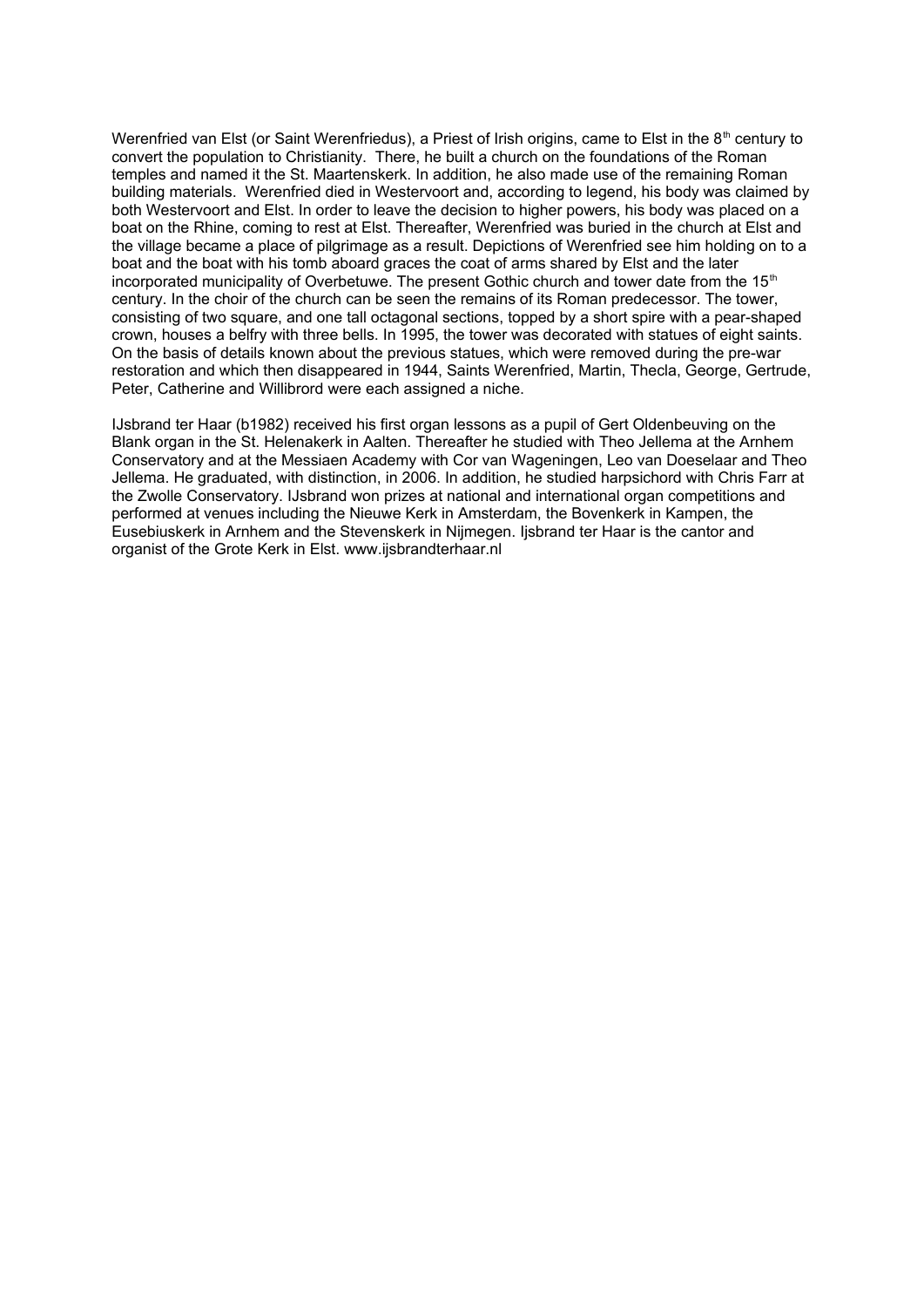Werenfried van Elst (or Saint Werenfriedus), a Priest of Irish origins, came to Elst in the 8th century to convert the population to Christianity. There, he built a church on the foundations of the Roman temples and named it the St. Maartenskerk. In addition, he also made use of the remaining Roman building materials. Werenfried died in Westervoort and, according to legend, his body was claimed by both Westervoort and Elst. In order to leave the decision to higher powers, his body was placed on a boat on the Rhine, coming to rest at Elst. Thereafter, Werenfried was buried in the church at Elst and the village became a place of pilgrimage as a result. Depictions of Werenfried see him holding on to a boat and the boat with his tomb aboard graces the coat of arms shared by Elst and the later incorporated municipality of Overbetuwe. The present Gothic church and tower date from the 15th century. In the choir of the church can be seen the remains of its Roman predecessor. The tower, consisting of two square, and one tall octagonal sections, topped by a short spire with a pear-shaped crown, houses a belfry with three bells. In 1995, the tower was decorated with statues of eight saints. On the basis of details known about the previous statues, which were removed during the pre-war restoration and which then disappeared in 1944, Saints Werenfried, Martin, Thecla, George, Gertrude, Peter, Catherine and Willibrord were each assigned a niche.

IJsbrand ter Haar (b1982) received his first organ lessons as a pupil of Gert Oldenbeuving on the Blank organ in the St. Helenakerk in Aalten. Thereafter he studied with Theo Jellema at the Arnhem Conservatory and at the Messiaen Academy with Cor van Wageningen, Leo van Doeselaar and Theo Jellema. He graduated, with distinction, in 2006. In addition, he studied harpsichord with Chris Farr at the Zwolle Conservatory. IJsbrand won prizes at national and international organ competitions and performed at venues including the Nieuwe Kerk in Amsterdam, the Bovenkerk in Kampen, the Eusebiuskerk in Arnhem and the Stevenskerk in Nijmegen. Ijsbrand ter Haar is the cantor and organist of the Grote Kerk in Elst. www.ijsbrandterhaar.nl